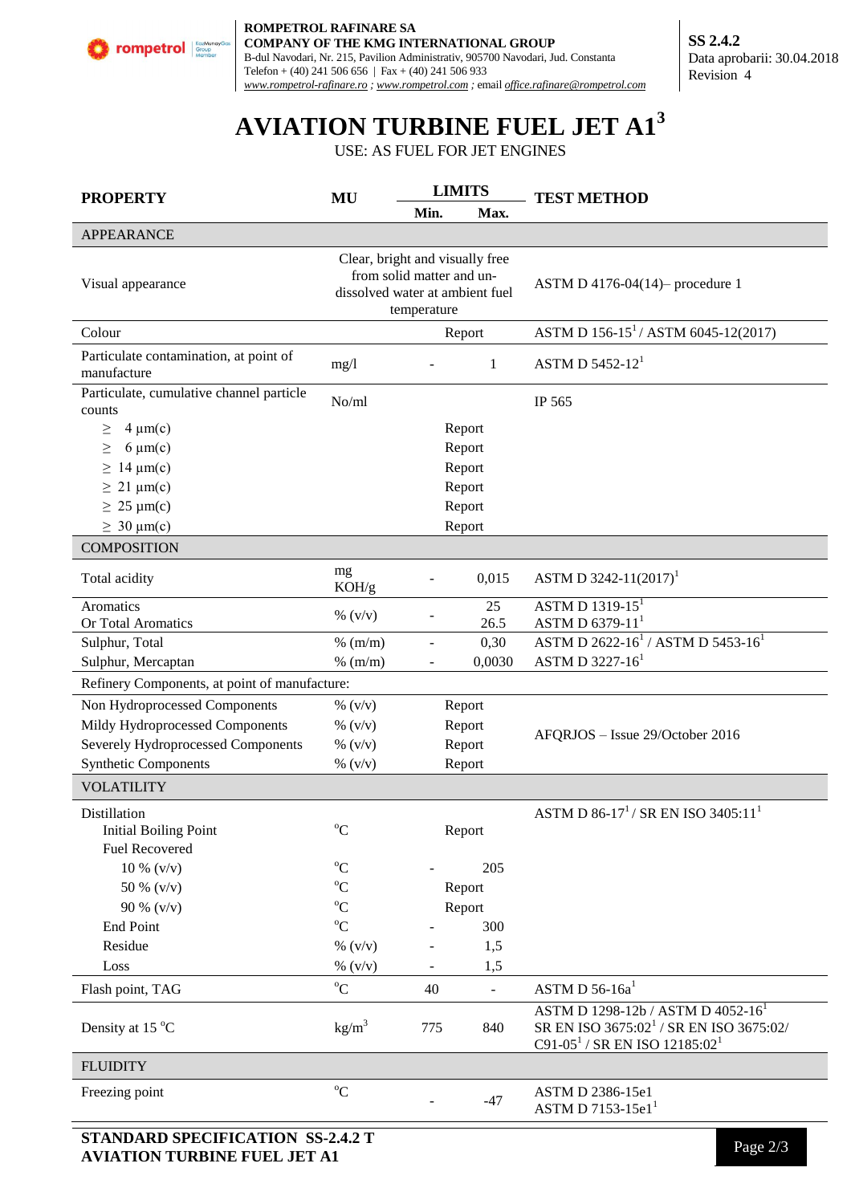ROMPETROL RAFINARE SA
COMPANY OF THE KMG INTERNATIONAL GROUP
B-dul Navodari, Nr. 215, Pavilion Administrativ, 905700 Navodari, Jud. Constanta
Telefon + (40) 241 506 656 | Fax + (40) 241 506 933
www.rompetrol-rafinare.ro ; www.rompetrol.com ; email office.rafinare@rompetrol.com

**SS 2.4.2**
Data aprobarii: 30.04.2018
Revision 4

# AVIATION TURBINE FUEL JET A1[3]

USE: AS FUEL FOR JET ENGINES

| PROPERTY | MU | LIMITS Min. | LIMITS Max. | TEST METHOD |
|---|---|---|---|---|
| **APPEARANCE** | | | | |
| Visual appearance | | Clear, bright and visually free from solid matter and un-dissolved water at ambient fuel temperature | | ASTM D 4176-04(14)– procedure 1 |
| Colour | | Report | | ASTM D 156-15[1] / ASTM 6045-12(2017) |
| Particulate contamination, at point of manufacture | mg/l | - | 1 | ASTM D 5452-12[1] |
| Particulate, cumulative channel particle counts | No/ml | | | IP 565 |
| ≥ 4 µm(c) | | Report | | |
| ≥ 6 µm(c) | | Report | | |
| ≥ 14 µm(c) | | Report | | |
| ≥ 21 µm(c) | | Report | | |
| ≥ 25 µm(c) | | Report | | |
| ≥ 30 µm(c) | | Report | | |
| **COMPOSITION** | | | | |
| Total acidity | mg KOH/g | - | 0,015 | ASTM D 3242-11(2017)[1] |
| Aromatics<br>Or Total Aromatics | % (v/v) | - | 25<br>26.5 | ASTM D 1319-15[1]<br>ASTM D 6379-11[1] |
| Sulphur, Total | % (m/m) | - | 0,30 | ASTM D 2622-16[1] / ASTM D 5453-16[1] |
| Sulphur, Mercaptan | % (m/m) | - | 0,0030 | ASTM D 3227-16[1] |
| Refinery Components, at point of manufacture: | | | | |
| Non Hydroprocessed Components | % (v/v) | Report | | AFQRJOS – Issue 29/October 2016 |
| Mildy Hydroprocessed Components | % (v/v) | Report | | |
| Severely Hydroprocessed Components | % (v/v) | Report | | |
| Synthetic Components | % (v/v) | Report | | |
| **VOLATILITY** | | | | |
| Distillation | | | | ASTM D 86-17[1] / SR EN ISO 3405:11[1] |
| Initial Boiling Point | °C | Report | | |
| Fuel Recovered | | | | |
| 10 % (v/v) | °C | - | 205 | |
| 50 % (v/v) | °C | Report | | |
| 90 % (v/v) | °C | Report | | |
| End Point | °C | - | 300 | |
| Residue | % (v/v) | - | 1,5 | |
| Loss | % (v/v) | - | 1,5 | |
| Flash point, TAG | °C | 40 | - | ASTM D 56-16a[1] |
| Density at 15 °C | kg/m$^3$ | 775 | 840 | ASTM D 1298-12b / ASTM D 4052-16[1]<br>SR EN ISO 3675:02[1] / SR EN ISO 3675:02/ C91-05[1] / SR EN ISO 12185:02[1] |
| **FLUIDITY** | | | | |
| Freezing point | °C | - | -47 | ASTM D 2386-15e1<br>ASTM D 7153-15e1[1] |

**STANDARD SPECIFICATION SS-2.4.2 T**
**AVIATION TURBINE FUEL JET A1**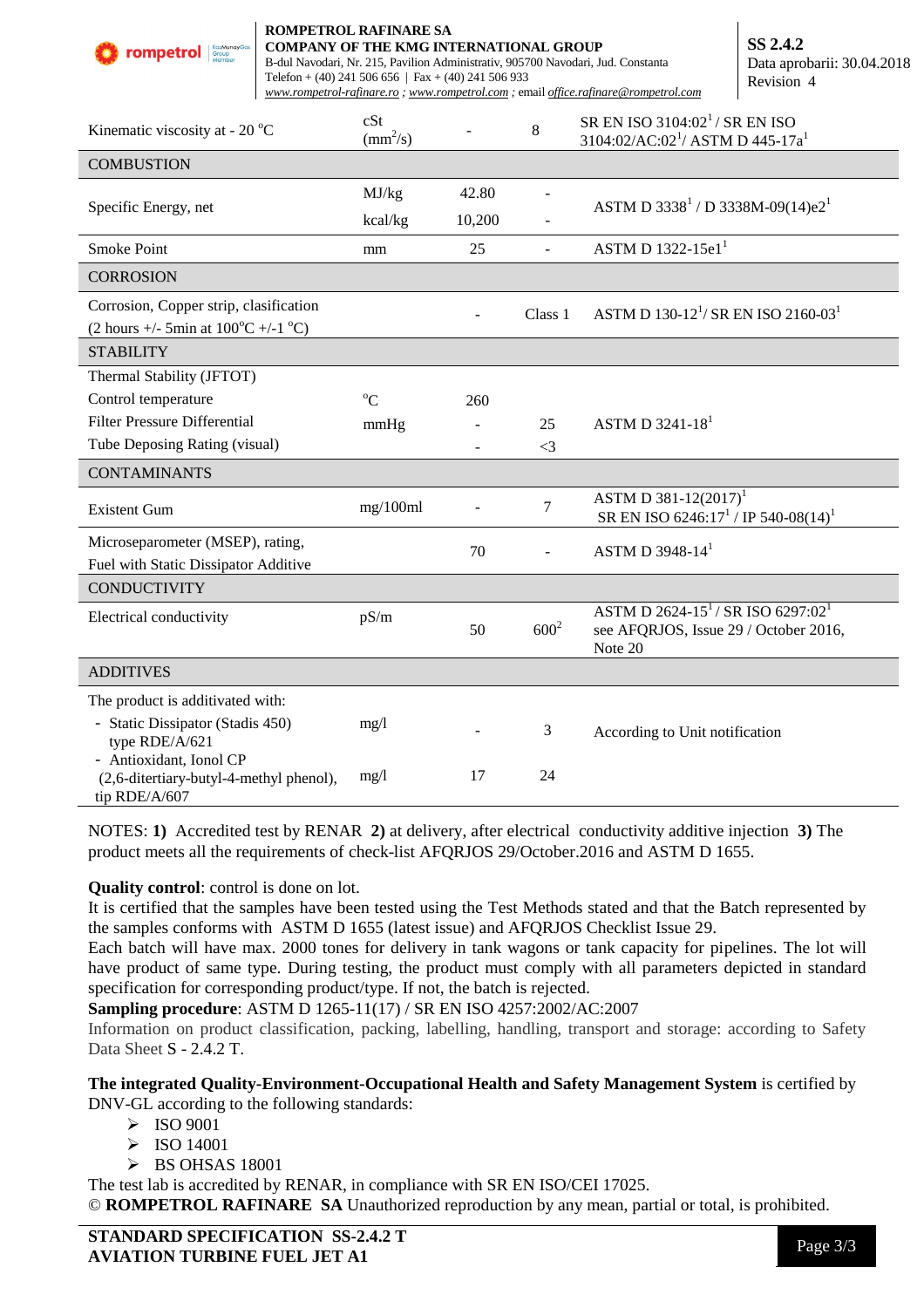| | | | | |
|---|---|---|---|---|
| Kinematic viscosity at - 20 °C | cSt ($mm^2/s$) | - | 8 | SR EN ISO 3104:02[1] / SR EN ISO 3104:02/AC:02[1]/ ASTM D 445-17a[1] |
| COMBUSTION | | | | |
| Specific Energy, net | MJ/kg | 42.80 | - | ASTM D 3338[1] / D 3338M-09(14)e2[1] |
| | kcal/kg | 10,200 | - | |
| Smoke Point | mm | 25 | - | ASTM D 1322-15e1[1] |
| CORROSION | | | | |
| Corrosion, Copper strip, clasification (2 hours +/- 5min at 100°C +/-1 °C) | | - | Class 1 | ASTM D 130-12[1]/ SR EN ISO 2160-03[1] |
| STABILITY | | | | |
| Thermal Stability (JFTOT) | | | | ASTM D 3241-18[1] |
| Control temperature | °C | 260 | | |
| Filter Pressure Differential | mmHg | - | 25 | |
| Tube Deposing Rating (visual) | | - | <3 | |
| CONTAMINANTS | | | | |
| Existent Gum | mg/100ml | - | 7 | ASTM D 381-12(2017)[1] SR EN ISO 6246:17[1] / IP 540-08(14)[1] |
| Microseparometer (MSEP), rating, Fuel with Static Dissipator Additive | | 70 | - | ASTM D 3948-14[1] |
| CONDUCTIVITY | | | | |
| Electrical conductivity | pS/m | 50 | 600[2] | ASTM D 2624-15[1] / SR ISO 6297:02[1] see AFQRJOS, Issue 29 / October 2016, Note 20 |
| ADDITIVES | | | | |
| The product is additivated with: | | | | |
| - Static Dissipator (Stadis 450) type RDE/A/621 | mg/l | - | 3 | According to Unit notification |
| - Antioxidant, Ionol CP (2,6-ditertiary-butyl-4-methyl phenol), tip RDE/A/607 | mg/l | 17 | 24 | |

NOTES: **1)** Accredited test by RENAR **2)** at delivery, after electrical conductivity additive injection **3)** The product meets all the requirements of check-list AFQRJOS 29/October.2016 and ASTM D 1655.

**Quality control**: control is done on lot.
It is certified that the samples have been tested using the Test Methods stated and that the Batch represented by the samples conforms with ASTM D 1655 (latest issue) and AFQRJOS Checklist Issue 29.
Each batch will have max. 2000 tones for delivery in tank wagons or tank capacity for pipelines. The lot will have product of same type. During testing, the product must comply with all parameters depicted in standard specification for corresponding product/type. If not, the batch is rejected.
**Sampling procedure**: ASTM D 1265-11(17) / SR EN ISO 4257:2002/AC:2007
Information on product classification, packing, labelling, handling, transport and storage: according to Safety Data Sheet S - 2.4.2 T.

**The integrated Quality-Environment-Occupational Health and Safety Management System** is certified by DNV-GL according to the following standards:

- ISO 9001
- ISO 14001
- BS OHSAS 18001

The test lab is accredited by RENAR, in compliance with SR EN ISO/CEI 17025.
© **ROMPETROL RAFINARE SA** Unauthorized reproduction by any mean, partial or total, is prohibited.